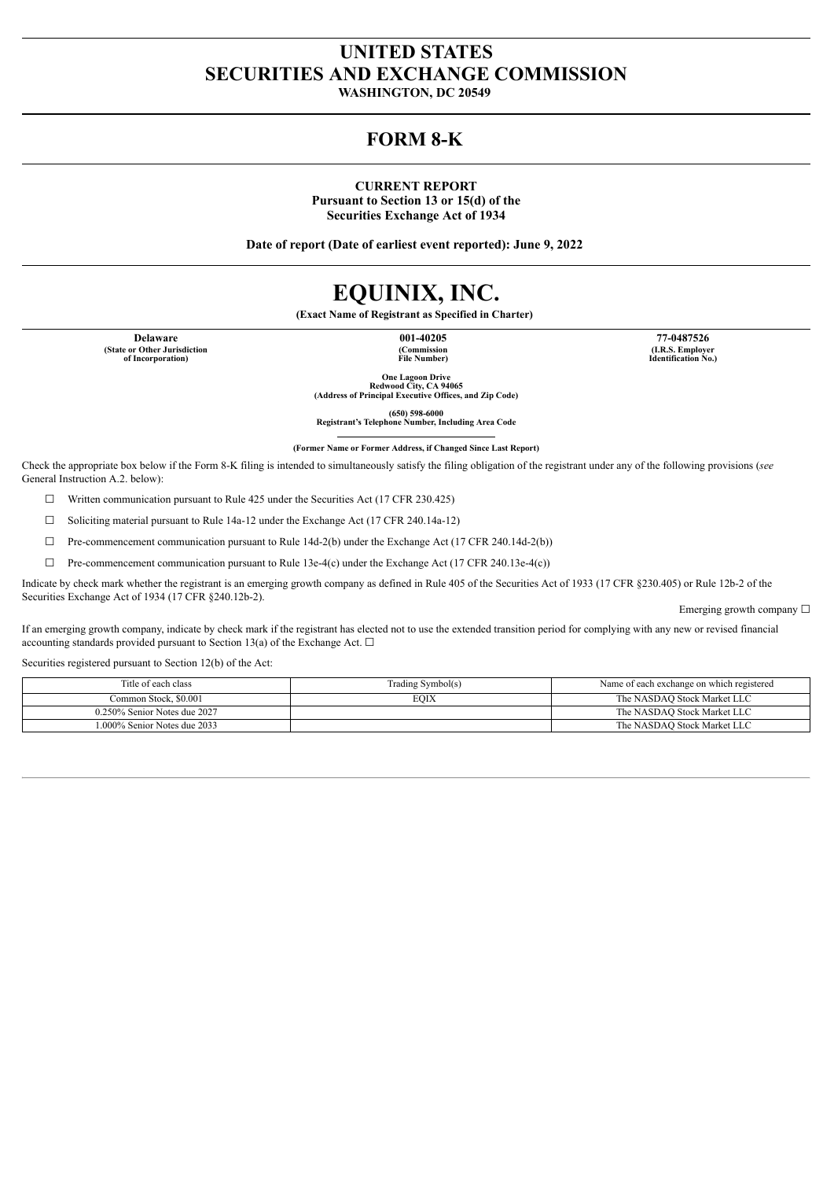# UNITED STATES
# SECURITIES AND EXCHANGE COMMISSION

**WASHINGTON, DC 20549**

# FORM 8-K

**CURRENT REPORT**
**Pursuant to Section 13 or 15(d) of the**
**Securities Exchange Act of 1934**

**Date of report (Date of earliest event reported): June 9, 2022**

# EQUINIX, INC.

**(Exact Name of Registrant as Specified in Charter)**

| **Delaware** | **001-40205** | **77-0487526** |
|---|---|---|
| **(State or Other Jurisdiction of Incorporation)** | **(Commission File Number)** | **(I.R.S. Employer Identification No.)** |

**One Lagoon Drive**
**Redwood City, CA 94065**
**(Address of Principal Executive Offices, and Zip Code)**

**(650) 598-6000**
**Registrant's Telephone Number, Including Area Code**

**(Former Name or Former Address, if Changed Since Last Report)**

Check the appropriate box below if the Form 8-K filing is intended to simultaneously satisfy the filing obligation of the registrant under any of the following provisions (*see* General Instruction A.2. below):

☐ Written communication pursuant to Rule 425 under the Securities Act (17 CFR 230.425)

☐ Soliciting material pursuant to Rule 14a-12 under the Exchange Act (17 CFR 240.14a-12)

☐ Pre-commencement communication pursuant to Rule 14d-2(b) under the Exchange Act (17 CFR 240.14d-2(b))

☐ Pre-commencement communication pursuant to Rule 13e-4(c) under the Exchange Act (17 CFR 240.13e-4(c))

Indicate by check mark whether the registrant is an emerging growth company as defined in Rule 405 of the Securities Act of 1933 (17 CFR §230.405) or Rule 12b-2 of the Securities Exchange Act of 1934 (17 CFR §240.12b-2).

Emerging growth company ☐

If an emerging growth company, indicate by check mark if the registrant has elected not to use the extended transition period for complying with any new or revised financial accounting standards provided pursuant to Section 13(a) of the Exchange Act. ☐

Securities registered pursuant to Section 12(b) of the Act:

| Title of each class | Trading Symbol(s) | Name of each exchange on which registered |
|---|---|---|
| Common Stock, $0.001 | EQIX | The NASDAQ Stock Market LLC |
| 0.250% Senior Notes due 2027 | | The NASDAQ Stock Market LLC |
| 1.000% Senior Notes due 2033 | | The NASDAQ Stock Market LLC |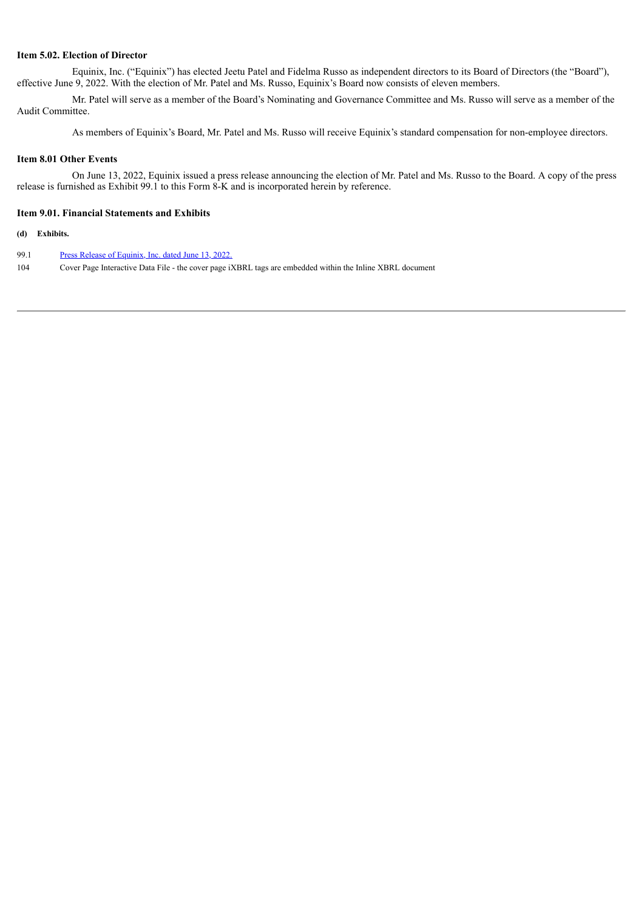**Item 5.02. Election of Director**

Equinix, Inc. ("Equinix") has elected Jeetu Patel and Fidelma Russo as independent directors to its Board of Directors (the "Board"), effective June 9, 2022. With the election of Mr. Patel and Ms. Russo, Equinix's Board now consists of eleven members.

Mr. Patel will serve as a member of the Board's Nominating and Governance Committee and Ms. Russo will serve as a member of the Audit Committee.

As members of Equinix's Board, Mr. Patel and Ms. Russo will receive Equinix's standard compensation for non-employee directors.

**Item 8.01 Other Events**

On June 13, 2022, Equinix issued a press release announcing the election of Mr. Patel and Ms. Russo to the Board. A copy of the press release is furnished as Exhibit 99.1 to this Form 8-K and is incorporated herein by reference.

**Item 9.01. Financial Statements and Exhibits**

**(d) Exhibits.**

| | |
|---|---|
| 99.1 | Press Release of Equinix, Inc. dated June 13, 2022. |
| 104 | Cover Page Interactive Data File - the cover page iXBRL tags are embedded within the Inline XBRL document |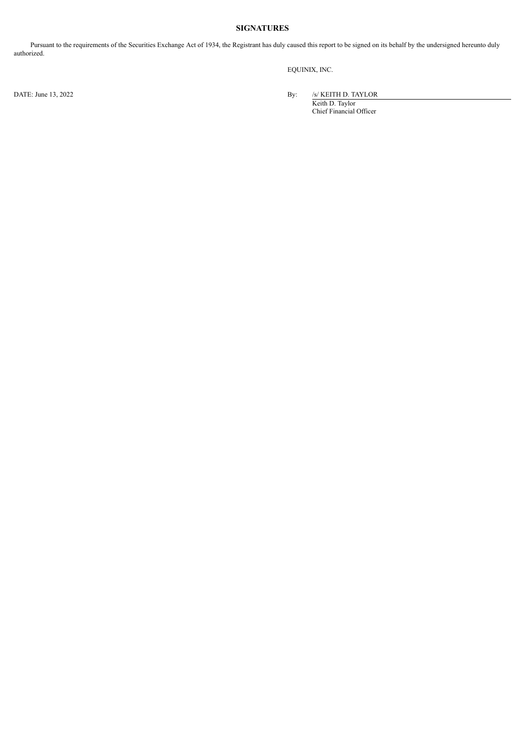## SIGNATURES

Pursuant to the requirements of the Securities Exchange Act of 1934, the Registrant has duly caused this report to be signed on its behalf by the undersigned hereunto duly authorized.

EQUINIX, INC.

DATE: June 13, 2022

By: /s/ KEITH D. TAYLOR
Keith D. Taylor
Chief Financial Officer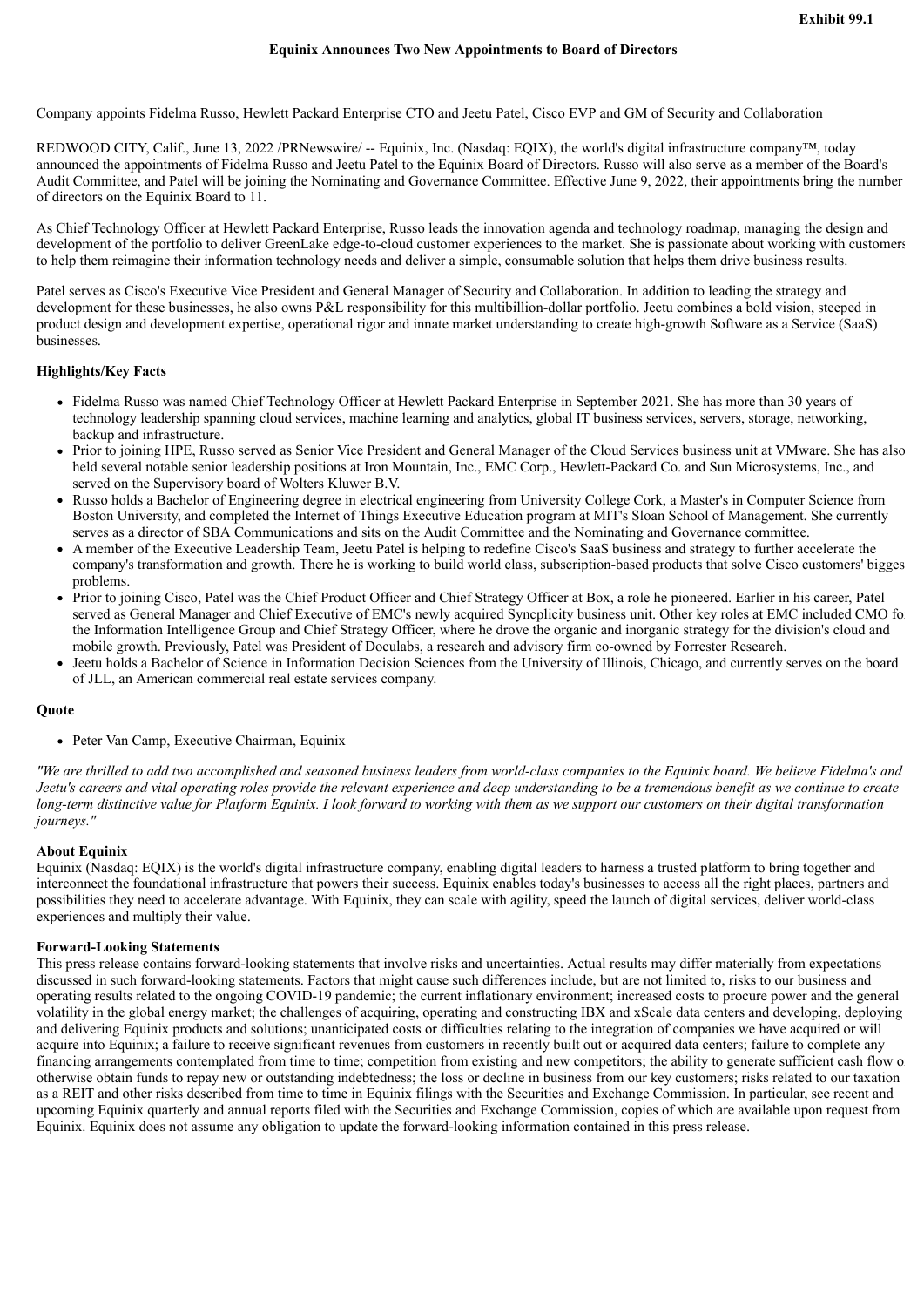**Exhibit 99.1**

# Equinix Announces Two New Appointments to Board of Directors

Company appoints Fidelma Russo, Hewlett Packard Enterprise CTO and Jeetu Patel, Cisco EVP and GM of Security and Collaboration

REDWOOD CITY, Calif., June 13, 2022 /PRNewswire/ -- Equinix, Inc. (Nasdaq: EQIX), the world's digital infrastructure company™, today announced the appointments of Fidelma Russo and Jeetu Patel to the Equinix Board of Directors. Russo will also serve as a member of the Board's Audit Committee, and Patel will be joining the Nominating and Governance Committee. Effective June 9, 2022, their appointments bring the number of directors on the Equinix Board to 11.

As Chief Technology Officer at Hewlett Packard Enterprise, Russo leads the innovation agenda and technology roadmap, managing the design and development of the portfolio to deliver GreenLake edge-to-cloud customer experiences to the market. She is passionate about working with customers to help them reimagine their information technology needs and deliver a simple, consumable solution that helps them drive business results.

Patel serves as Cisco's Executive Vice President and General Manager of Security and Collaboration. In addition to leading the strategy and development for these businesses, he also owns P&L responsibility for this multibillion-dollar portfolio. Jeetu combines a bold vision, steeped in product design and development expertise, operational rigor and innate market understanding to create high-growth Software as a Service (SaaS) businesses.

### Highlights/Key Facts

- Fidelma Russo was named Chief Technology Officer at Hewlett Packard Enterprise in September 2021. She has more than 30 years of technology leadership spanning cloud services, machine learning and analytics, global IT business services, servers, storage, networking, backup and infrastructure.
- Prior to joining HPE, Russo served as Senior Vice President and General Manager of the Cloud Services business unit at VMware. She has also held several notable senior leadership positions at Iron Mountain, Inc., EMC Corp., Hewlett-Packard Co. and Sun Microsystems, Inc., and served on the Supervisory board of Wolters Kluwer B.V.
- Russo holds a Bachelor of Engineering degree in electrical engineering from University College Cork, a Master's in Computer Science from Boston University, and completed the Internet of Things Executive Education program at MIT's Sloan School of Management. She currently serves as a director of SBA Communications and sits on the Audit Committee and the Nominating and Governance committee.
- A member of the Executive Leadership Team, Jeetu Patel is helping to redefine Cisco's SaaS business and strategy to further accelerate the company's transformation and growth. There he is working to build world class, subscription-based products that solve Cisco customers' biggest problems.
- Prior to joining Cisco, Patel was the Chief Product Officer and Chief Strategy Officer at Box, a role he pioneered. Earlier in his career, Patel served as General Manager and Chief Executive of EMC's newly acquired Syncplicity business unit. Other key roles at EMC included CMO for the Information Intelligence Group and Chief Strategy Officer, where he drove the organic and inorganic strategy for the division's cloud and mobile growth. Previously, Patel was President of Doculabs, a research and advisory firm co-owned by Forrester Research.
- Jeetu holds a Bachelor of Science in Information Decision Sciences from the University of Illinois, Chicago, and currently serves on the board of JLL, an American commercial real estate services company.

### Quote

- Peter Van Camp, Executive Chairman, Equinix

*"We are thrilled to add two accomplished and seasoned business leaders from world-class companies to the Equinix board. We believe Fidelma's and Jeetu's careers and vital operating roles provide the relevant experience and deep understanding to be a tremendous benefit as we continue to create long-term distinctive value for Platform Equinix. I look forward to working with them as we support our customers on their digital transformation journeys."*

### About Equinix

Equinix (Nasdaq: EQIX) is the world's digital infrastructure company, enabling digital leaders to harness a trusted platform to bring together and interconnect the foundational infrastructure that powers their success. Equinix enables today's businesses to access all the right places, partners and possibilities they need to accelerate advantage. With Equinix, they can scale with agility, speed the launch of digital services, deliver world-class experiences and multiply their value.

### Forward-Looking Statements

This press release contains forward-looking statements that involve risks and uncertainties. Actual results may differ materially from expectations discussed in such forward-looking statements. Factors that might cause such differences include, but are not limited to, risks to our business and operating results related to the ongoing COVID-19 pandemic; the current inflationary environment; increased costs to procure power and the general volatility in the global energy market; the challenges of acquiring, operating and constructing IBX and xScale data centers and developing, deploying and delivering Equinix products and solutions; unanticipated costs or difficulties relating to the integration of companies we have acquired or will acquire into Equinix; a failure to receive significant revenues from customers in recently built out or acquired data centers; failure to complete any financing arrangements contemplated from time to time; competition from existing and new competitors; the ability to generate sufficient cash flow or otherwise obtain funds to repay new or outstanding indebtedness; the loss or decline in business from our key customers; risks related to our taxation as a REIT and other risks described from time to time in Equinix filings with the Securities and Exchange Commission. In particular, see recent and upcoming Equinix quarterly and annual reports filed with the Securities and Exchange Commission, copies of which are available upon request from Equinix. Equinix does not assume any obligation to update the forward-looking information contained in this press release.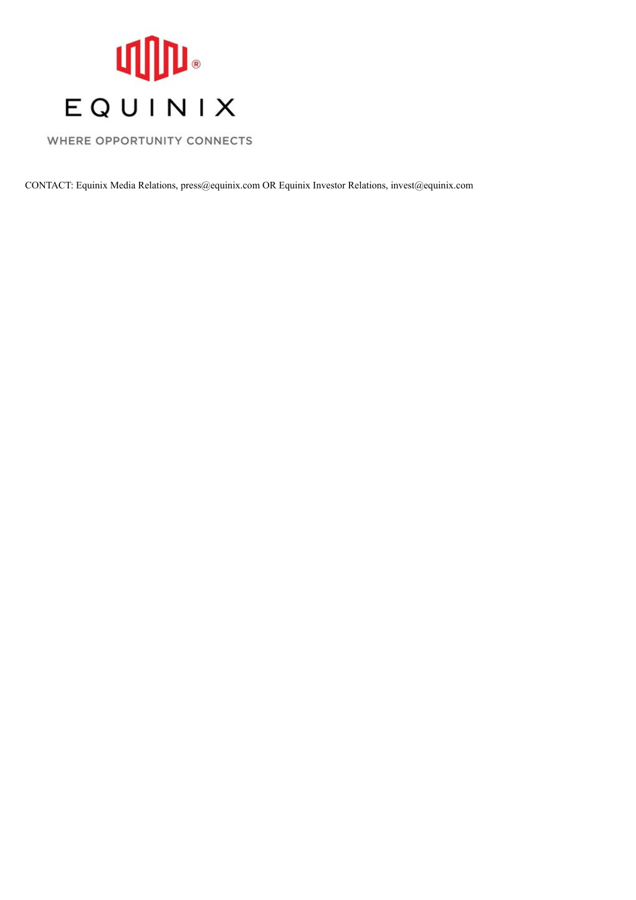EQUINIX

WHERE OPPORTUNITY CONNECTS

CONTACT: Equinix Media Relations, press@equinix.com OR Equinix Investor Relations, invest@equinix.com